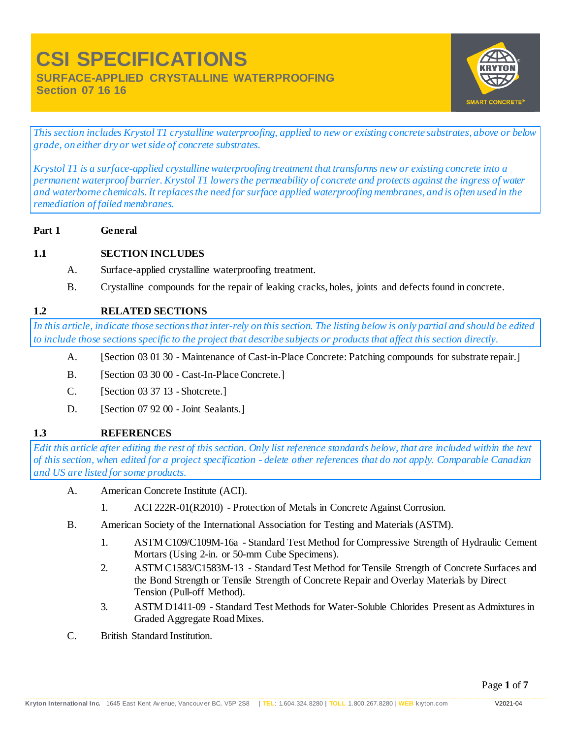# CSI SPECIFICATIONS

## SURFACE-APPLIED CRYSTALLINE WATERPROOFING

## Section 07 16 16

*This section includes Krystol T1 crystalline waterproofing, applied to new or existing concrete substrates, above or below grade, on either dry or wet side of concrete substrates.*

*Krystol T1 is a surface-applied crystalline waterproofing treatment that transforms new or existing concrete into a permanent waterproof barrier. Krystol T1 lowers the permeability of concrete and protects against the ingress of water and waterborne chemicals. It replaces the need for surface applied waterproofing membranes, and is often used in the remediation of failed membranes.*

**Part 1 General**

**1.1 SECTION INCLUDES**

A. Surface-applied crystalline waterproofing treatment.

B. Crystalline compounds for the repair of leaking cracks, holes, joints and defects found in concrete.

**1.2 RELATED SECTIONS**

*In this article, indicate those sections that inter-rely on this section. The listing below is only partial and should be edited to include those sections specific to the project that describe subjects or products that affect this section directly.*

A. [Section 03 01 30 - Maintenance of Cast-in-Place Concrete: Patching compounds for substrate repair.]

B. [Section 03 30 00 - Cast-In-Place Concrete.]

C. [Section 03 37 13 - Shotcrete.]

D. [Section 07 92 00 - Joint Sealants.]

**1.3 REFERENCES**

*Edit this article after editing the rest of this section. Only list reference standards below, that are included within the text of this section, when edited for a project specification - delete other references that do not apply. Comparable Canadian and US are listed for some products.*

A. American Concrete Institute (ACI).

1. ACI 222R-01(R2010) - Protection of Metals in Concrete Against Corrosion.

B. American Society of the International Association for Testing and Materials (ASTM).

1. ASTM C109/C109M-16a - Standard Test Method for Compressive Strength of Hydraulic Cement Mortars (Using 2-in. or 50-mm Cube Specimens).
2. ASTM C1583/C1583M-13 - Standard Test Method for Tensile Strength of Concrete Surfaces and the Bond Strength or Tensile Strength of Concrete Repair and Overlay Materials by Direct Tension (Pull-off Method).
3. ASTM D1411-09 - Standard Test Methods for Water-Soluble Chlorides Present as Admixtures in Graded Aggregate Road Mixes.

C. British Standard Institution.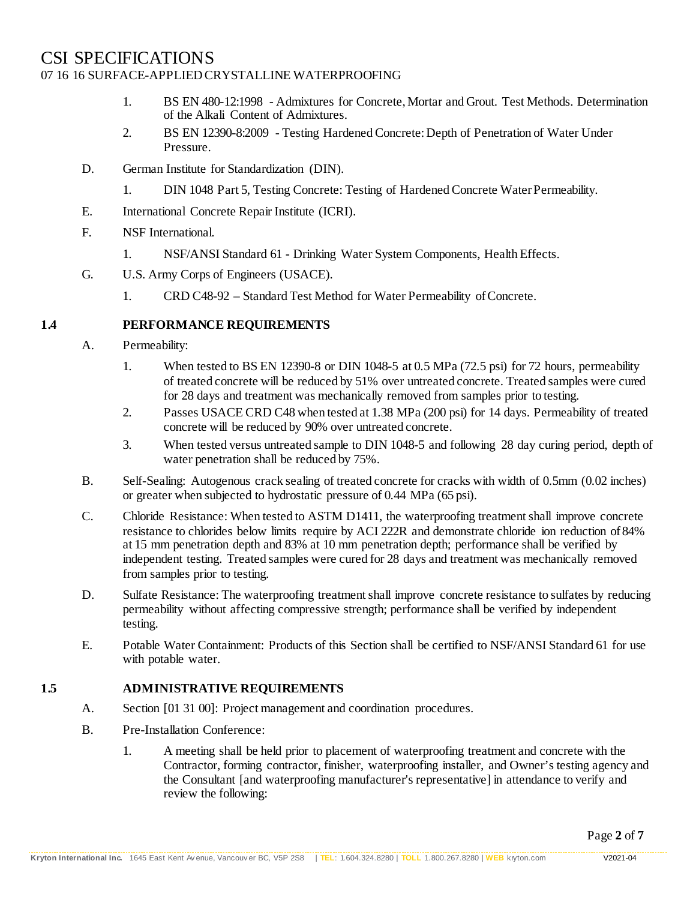1. BS EN 480-12:1998 - Admixtures for Concrete, Mortar and Grout. Test Methods. Determination of the Alkali Content of Admixtures.
2. BS EN 12390-8:2009 - Testing Hardened Concrete: Depth of Penetration of Water Under Pressure.

D. German Institute for Standardization (DIN).

1. DIN 1048 Part 5, Testing Concrete: Testing of Hardened Concrete Water Permeability.

E. International Concrete Repair Institute (ICRI).

F. NSF International.

1. NSF/ANSI Standard 61 - Drinking Water System Components, Health Effects.

G. U.S. Army Corps of Engineers (USACE).

1. CRD C48-92 – Standard Test Method for Water Permeability of Concrete.

## 1.4 PERFORMANCE REQUIREMENTS

A. Permeability:

1. When tested to BS EN 12390-8 or DIN 1048-5 at 0.5 MPa (72.5 psi) for 72 hours, permeability of treated concrete will be reduced by 51% over untreated concrete. Treated samples were cured for 28 days and treatment was mechanically removed from samples prior to testing.
2. Passes USACE CRD C48 when tested at 1.38 MPa (200 psi) for 14 days. Permeability of treated concrete will be reduced by 90% over untreated concrete.
3. When tested versus untreated sample to DIN 1048-5 and following 28 day curing period, depth of water penetration shall be reduced by 75%.

B. Self-Sealing: Autogenous crack sealing of treated concrete for cracks with width of 0.5mm (0.02 inches) or greater when subjected to hydrostatic pressure of 0.44 MPa (65 psi).

C. Chloride Resistance: When tested to ASTM D1411, the waterproofing treatment shall improve concrete resistance to chlorides below limits require by ACI 222R and demonstrate chloride ion reduction of 84% at 15 mm penetration depth and 83% at 10 mm penetration depth; performance shall be verified by independent testing. Treated samples were cured for 28 days and treatment was mechanically removed from samples prior to testing.

D. Sulfate Resistance: The waterproofing treatment shall improve concrete resistance to sulfates by reducing permeability without affecting compressive strength; performance shall be verified by independent testing.

E. Potable Water Containment: Products of this Section shall be certified to NSF/ANSI Standard 61 for use with potable water.

## 1.5 ADMINISTRATIVE REQUIREMENTS

A. Section [01 31 00]: Project management and coordination procedures.

B. Pre-Installation Conference:

1. A meeting shall be held prior to placement of waterproofing treatment and concrete with the Contractor, forming contractor, finisher, waterproofing installer, and Owner's testing agency and the Consultant [and waterproofing manufacturer's representative] in attendance to verify and review the following: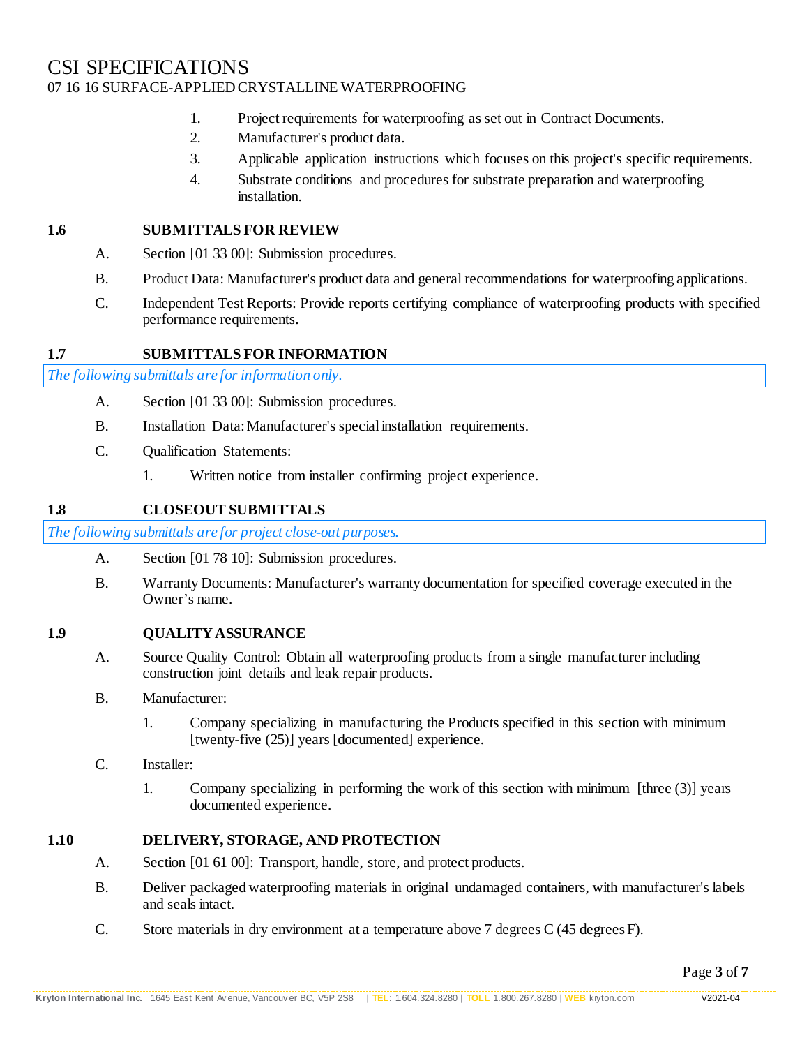1. Project requirements for waterproofing as set out in Contract Documents.
2. Manufacturer's product data.
3. Applicable application instructions which focuses on this project's specific requirements.
4. Substrate conditions and procedures for substrate preparation and waterproofing installation.

## 1.6 SUBMITTALS FOR REVIEW

A. Section [01 33 00]: Submission procedures.

B. Product Data: Manufacturer's product data and general recommendations for waterproofing applications.

C. Independent Test Reports: Provide reports certifying compliance of waterproofing products with specified performance requirements.

## 1.7 SUBMITTALS FOR INFORMATION

*The following submittals are for information only.*

A. Section [01 33 00]: Submission procedures.

B. Installation Data: Manufacturer's special installation requirements.

C. Qualification Statements:

1. Written notice from installer confirming project experience.

## 1.8 CLOSEOUT SUBMITTALS

*The following submittals are for project close-out purposes.*

A. Section [01 78 10]: Submission procedures.

B. Warranty Documents: Manufacturer's warranty documentation for specified coverage executed in the Owner’s name.

## 1.9 QUALITY ASSURANCE

A. Source Quality Control: Obtain all waterproofing products from a single manufacturer including construction joint details and leak repair products.

B. Manufacturer:

1. Company specializing in manufacturing the Products specified in this section with minimum [twenty-five (25)] years [documented] experience.

C. Installer:

1. Company specializing in performing the work of this section with minimum [three (3)] years documented experience.

## 1.10 DELIVERY, STORAGE, AND PROTECTION

A. Section [01 61 00]: Transport, handle, store, and protect products.

B. Deliver packaged waterproofing materials in original undamaged containers, with manufacturer's labels and seals intact.

C. Store materials in dry environment at a temperature above 7 degrees C (45 degrees F).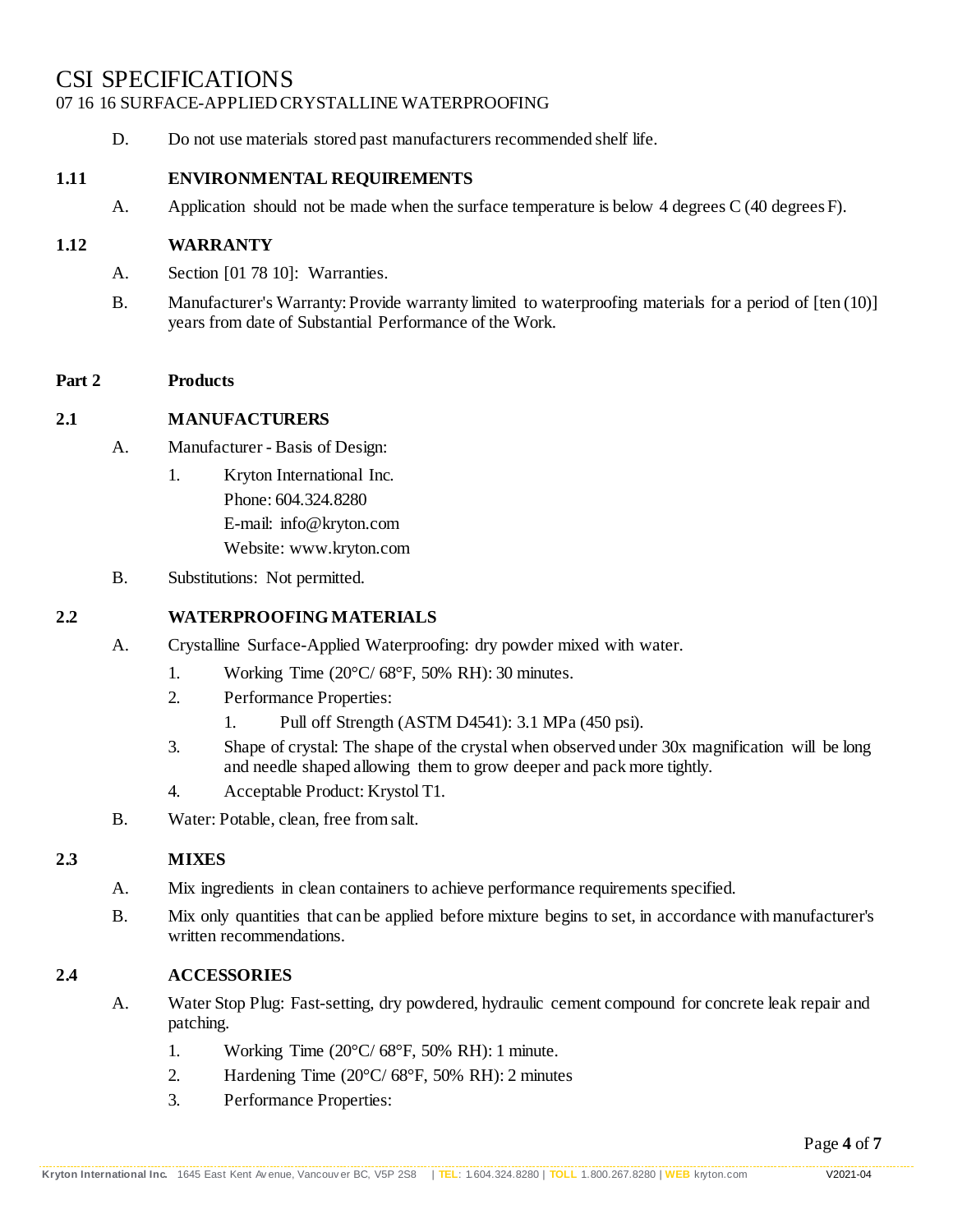D. Do not use materials stored past manufacturers recommended shelf life.

### 1.11 ENVIRONMENTAL REQUIREMENTS

A. Application should not be made when the surface temperature is below 4 degrees C (40 degrees F).

### 1.12 WARRANTY

A. Section [01 78 10]: Warranties.

B. Manufacturer's Warranty: Provide warranty limited to waterproofing materials for a period of [ten (10)] years from date of Substantial Performance of the Work.

## Part 2 Products

### 2.1 MANUFACTURERS

A. Manufacturer - Basis of Design:

1. Kryton International Inc.
   Phone: 604.324.8280
   E-mail: info@kryton.com
   Website: www.kryton.com

B. Substitutions: Not permitted.

### 2.2 WATERPROOFING MATERIALS

A. Crystalline Surface-Applied Waterproofing: dry powder mixed with water.

1. Working Time (20°C/ 68°F, 50% RH): 30 minutes.
2. Performance Properties:
   1. Pull off Strength (ASTM D4541): 3.1 MPa (450 psi).
3. Shape of crystal: The shape of the crystal when observed under 30x magnification will be long and needle shaped allowing them to grow deeper and pack more tightly.
4. Acceptable Product: Krystol T1.

B. Water: Potable, clean, free from salt.

### 2.3 MIXES

A. Mix ingredients in clean containers to achieve performance requirements specified.

B. Mix only quantities that can be applied before mixture begins to set, in accordance with manufacturer's written recommendations.

### 2.4 ACCESSORIES

A. Water Stop Plug: Fast-setting, dry powdered, hydraulic cement compound for concrete leak repair and patching.

1. Working Time (20°C/ 68°F, 50% RH): 1 minute.
2. Hardening Time (20°C/ 68°F, 50% RH): 2 minutes
3. Performance Properties: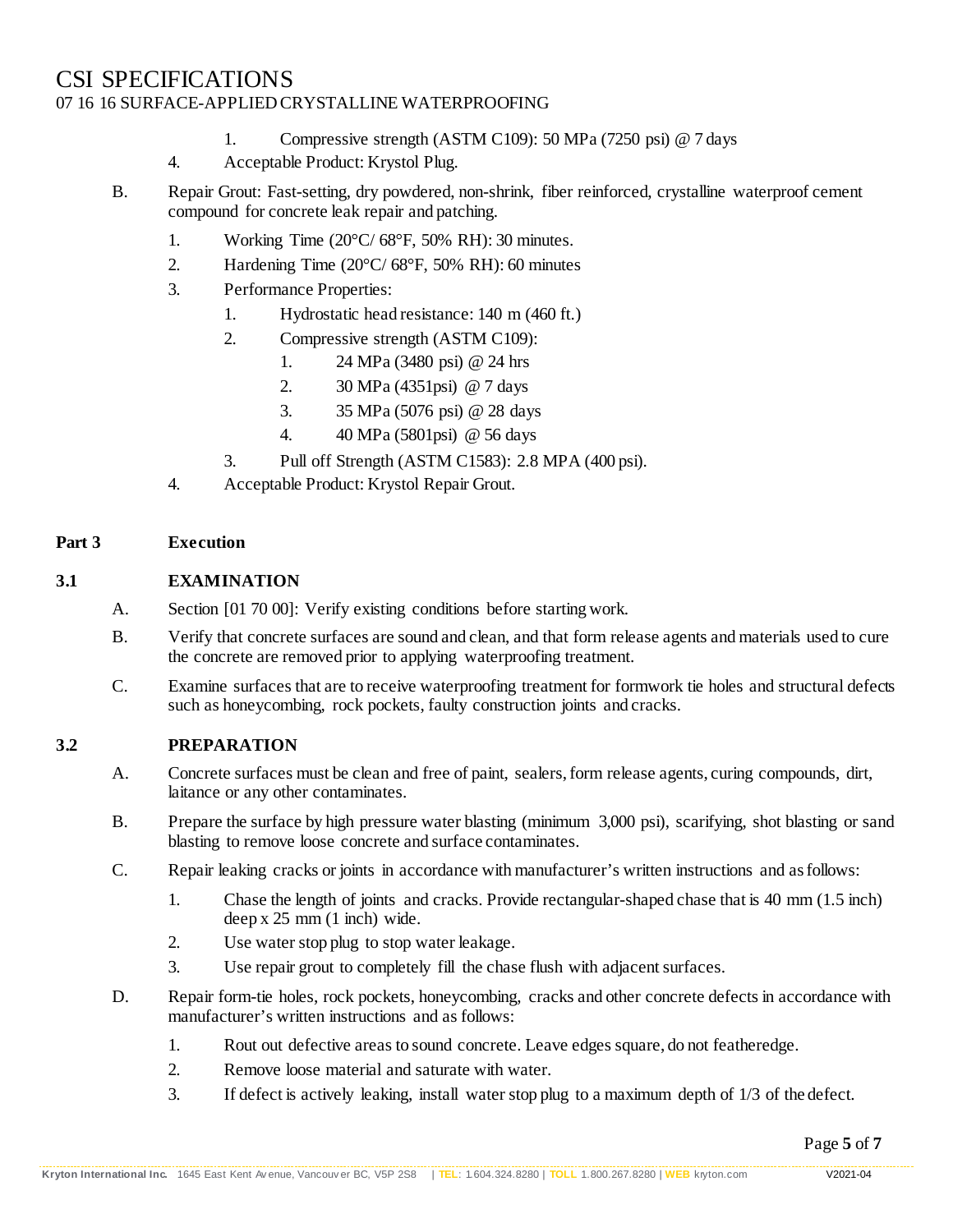1. Compressive strength (ASTM C109): 50 MPa (7250 psi) @ 7 days

4. Acceptable Product: Krystol Plug.

B. Repair Grout: Fast-setting, dry powdered, non-shrink, fiber reinforced, crystalline waterproof cement compound for concrete leak repair and patching.

1. Working Time (20°C/ 68°F, 50% RH): 30 minutes.
2. Hardening Time (20°C/ 68°F, 50% RH): 60 minutes
3. Performance Properties:
    1. Hydrostatic head resistance: 140 m (460 ft.)
    2. Compressive strength (ASTM C109):
        1. 24 MPa (3480 psi) @ 24 hrs
        2. 30 MPa (4351psi) @ 7 days
        3. 35 MPa (5076 psi) @ 28 days
        4. 40 MPa (5801psi) @ 56 days
    3. Pull off Strength (ASTM C1583): 2.8 MPA (400 psi).
4. Acceptable Product: Krystol Repair Grout.

## Part 3 Execution

### 3.1 EXAMINATION

A. Section [01 70 00]: Verify existing conditions before starting work.

B. Verify that concrete surfaces are sound and clean, and that form release agents and materials used to cure the concrete are removed prior to applying waterproofing treatment.

C. Examine surfaces that are to receive waterproofing treatment for formwork tie holes and structural defects such as honeycombing, rock pockets, faulty construction joints and cracks.

### 3.2 PREPARATION

A. Concrete surfaces must be clean and free of paint, sealers, form release agents, curing compounds, dirt, laitance or any other contaminates.

B. Prepare the surface by high pressure water blasting (minimum 3,000 psi), scarifying, shot blasting or sand blasting to remove loose concrete and surface contaminates.

C. Repair leaking cracks or joints in accordance with manufacturer's written instructions and as follows:

1. Chase the length of joints and cracks. Provide rectangular-shaped chase that is 40 mm (1.5 inch) deep x 25 mm (1 inch) wide.
2. Use water stop plug to stop water leakage.
3. Use repair grout to completely fill the chase flush with adjacent surfaces.

D. Repair form-tie holes, rock pockets, honeycombing, cracks and other concrete defects in accordance with manufacturer's written instructions and as follows:

1. Rout out defective areas to sound concrete. Leave edges square, do not featheredge.
2. Remove loose material and saturate with water.
3. If defect is actively leaking, install water stop plug to a maximum depth of 1/3 of the defect.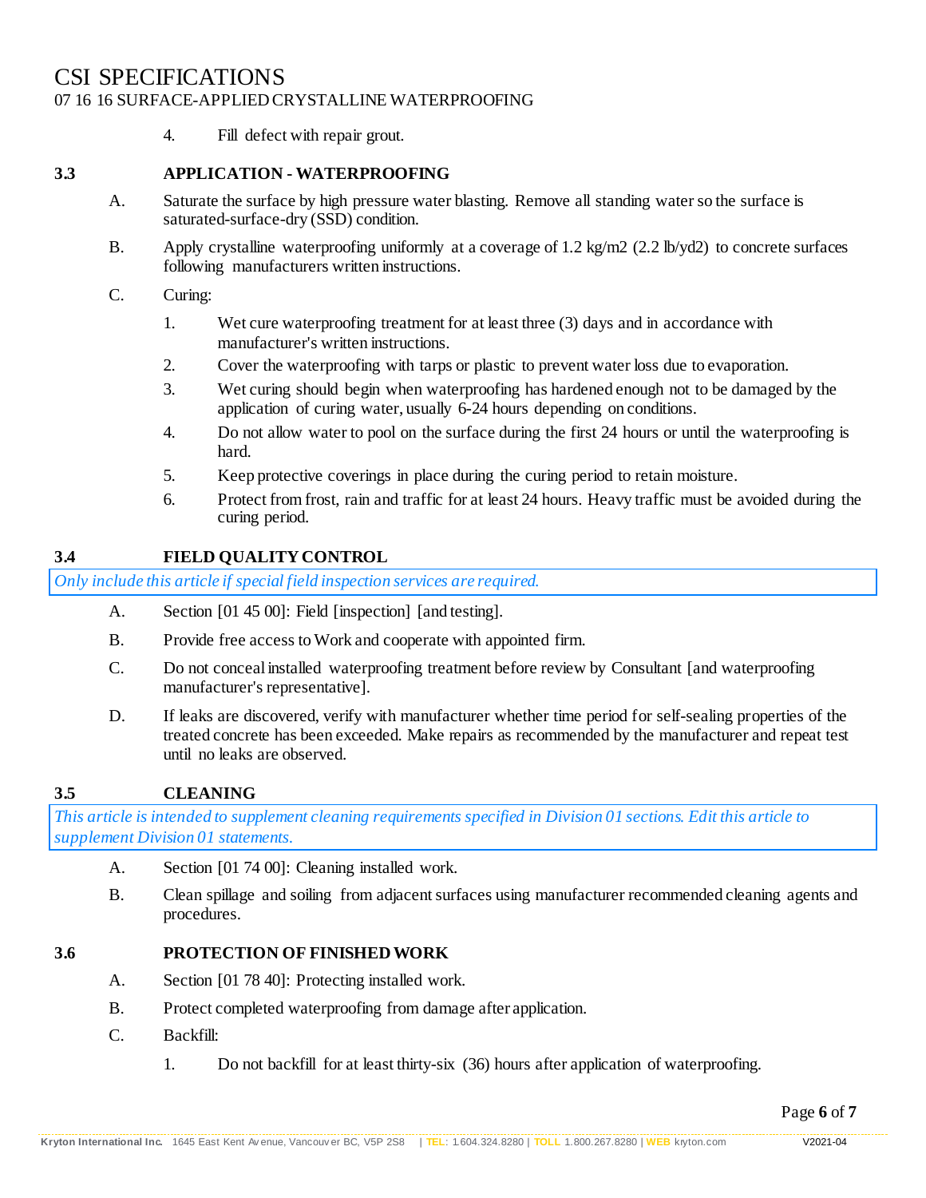4. Fill defect with repair grout.

## 3.3 APPLICATION - WATERPROOFING

A. Saturate the surface by high pressure water blasting. Remove all standing water so the surface is saturated-surface-dry (SSD) condition.

B. Apply crystalline waterproofing uniformly at a coverage of 1.2 kg/m2 (2.2 lb/yd2) to concrete surfaces following manufacturers written instructions.

C. Curing:

1. Wet cure waterproofing treatment for at least three (3) days and in accordance with manufacturer's written instructions.
2. Cover the waterproofing with tarps or plastic to prevent water loss due to evaporation.
3. Wet curing should begin when waterproofing has hardened enough not to be damaged by the application of curing water, usually 6-24 hours depending on conditions.
4. Do not allow water to pool on the surface during the first 24 hours or until the waterproofing is hard.
5. Keep protective coverings in place during the curing period to retain moisture.
6. Protect from frost, rain and traffic for at least 24 hours. Heavy traffic must be avoided during the curing period.

## 3.4 FIELD QUALITY CONTROL

*Only include this article if special field inspection services are required.*

A. Section [01 45 00]: Field [inspection] [and testing].

B. Provide free access to Work and cooperate with appointed firm.

C. Do not conceal installed waterproofing treatment before review by Consultant [and waterproofing manufacturer's representative].

D. If leaks are discovered, verify with manufacturer whether time period for self-sealing properties of the treated concrete has been exceeded. Make repairs as recommended by the manufacturer and repeat test until no leaks are observed.

## 3.5 CLEANING

*This article is intended to supplement cleaning requirements specified in Division 01 sections. Edit this article to supplement Division 01 statements.*

A. Section [01 74 00]: Cleaning installed work.

B. Clean spillage and soiling from adjacent surfaces using manufacturer recommended cleaning agents and procedures.

## 3.6 PROTECTION OF FINISHED WORK

A. Section [01 78 40]: Protecting installed work.

B. Protect completed waterproofing from damage after application.

C. Backfill:

1. Do not backfill for at least thirty-six (36) hours after application of waterproofing.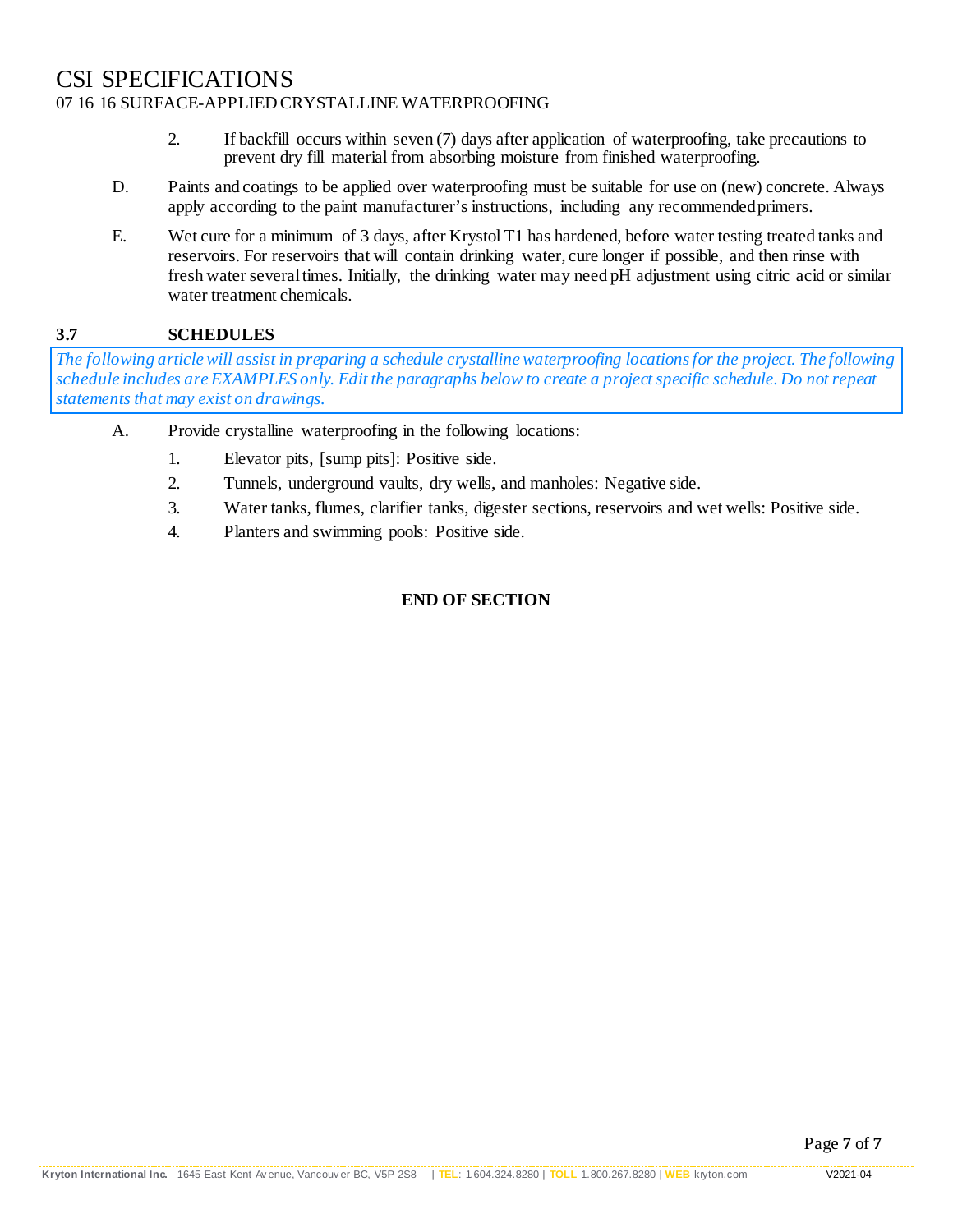2. If backfill occurs within seven (7) days after application of waterproofing, take precautions to prevent dry fill material from absorbing moisture from finished waterproofing.

D. Paints and coatings to be applied over waterproofing must be suitable for use on (new) concrete. Always apply according to the paint manufacturer's instructions, including any recommended primers.

E. Wet cure for a minimum of 3 days, after Krystol T1 has hardened, before water testing treated tanks and reservoirs. For reservoirs that will contain drinking water, cure longer if possible, and then rinse with fresh water several times. Initially, the drinking water may need pH adjustment using citric acid or similar water treatment chemicals.

### 3.7 SCHEDULES

*The following article will assist in preparing a schedule crystalline waterproofing locations for the project. The following schedule includes are EXAMPLES only. Edit the paragraphs below to create a project specific schedule. Do not repeat statements that may exist on drawings.*

A. Provide crystalline waterproofing in the following locations:

1. Elevator pits, [sump pits]: Positive side.
2. Tunnels, underground vaults, dry wells, and manholes: Negative side.
3. Water tanks, flumes, clarifier tanks, digester sections, reservoirs and wet wells: Positive side.
4. Planters and swimming pools: Positive side.

**END OF SECTION**